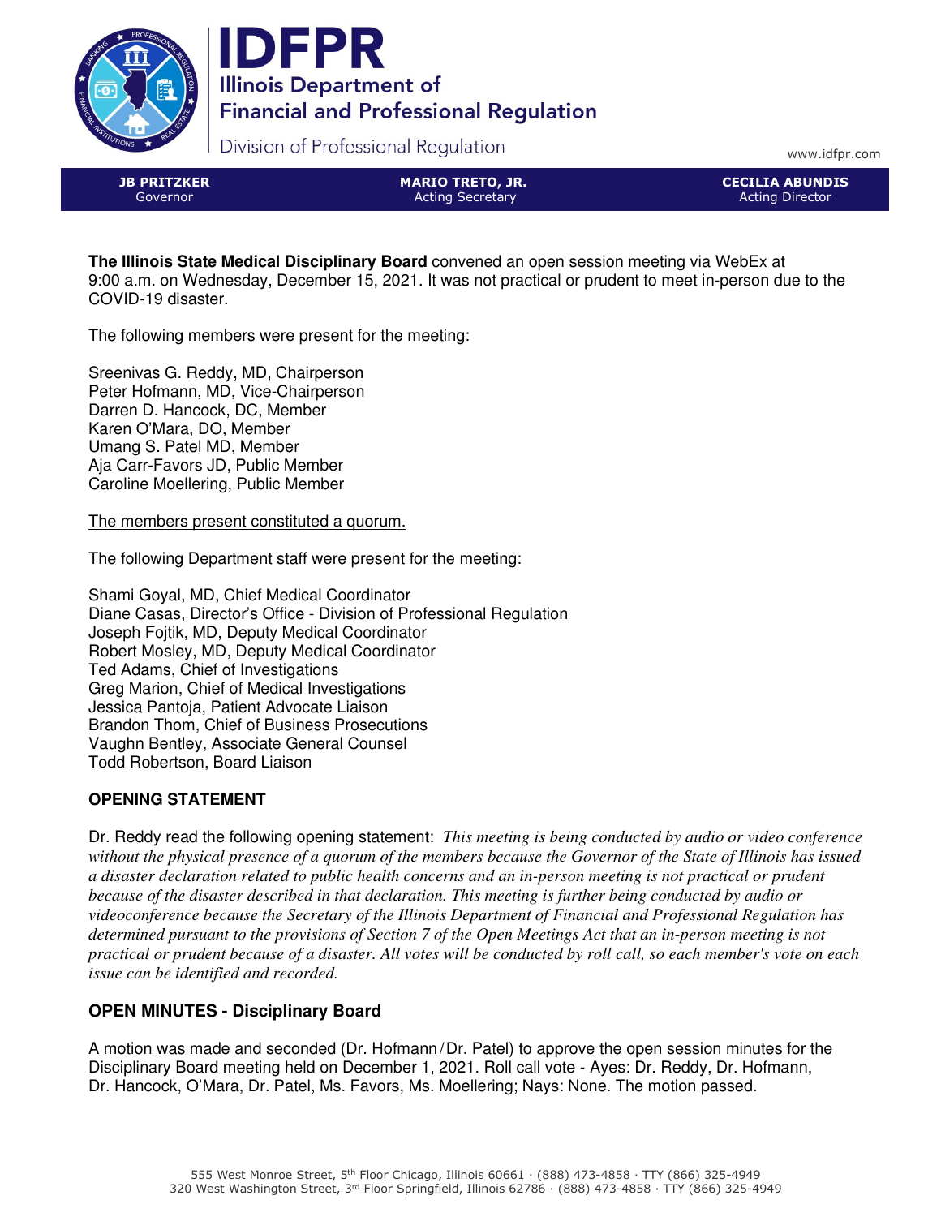# IDFPR

**Illinois Department of Financial and Professional Regulation**

Division of Professional Regulation

www.idfpr.com

| **JB PRITZKER** | **MARIO TRETO, JR.** | **CECILIA ABUNDIS** |
| --- | --- | --- |
| Governor | Acting Secretary | Acting Director |

**The Illinois State Medical Disciplinary Board** convened an open session meeting via WebEx at 9:00 a.m. on Wednesday, December 15, 2021. It was not practical or prudent to meet in-person due to the COVID-19 disaster.

The following members were present for the meeting:

Sreenivas G. Reddy, MD, Chairperson
Peter Hofmann, MD, Vice-Chairperson
Darren D. Hancock, DC, Member
Karen O'Mara, DO, Member
Umang S. Patel MD, Member
Aja Carr-Favors JD, Public Member
Caroline Moellering, Public Member

<u>The members present constituted a quorum.</u>

The following Department staff were present for the meeting:

Shami Goyal, MD, Chief Medical Coordinator
Diane Casas, Director's Office - Division of Professional Regulation
Joseph Fojtik, MD, Deputy Medical Coordinator
Robert Mosley, MD, Deputy Medical Coordinator
Ted Adams, Chief of Investigations
Greg Marion, Chief of Medical Investigations
Jessica Pantoja, Patient Advocate Liaison
Brandon Thom, Chief of Business Prosecutions
Vaughn Bentley, Associate General Counsel
Todd Robertson, Board Liaison

## OPENING STATEMENT

Dr. Reddy read the following opening statement: *This meeting is being conducted by audio or video conference without the physical presence of a quorum of the members because the Governor of the State of Illinois has issued a disaster declaration related to public health concerns and an in-person meeting is not practical or prudent because of the disaster described in that declaration. This meeting is further being conducted by audio or videoconference because the Secretary of the Illinois Department of Financial and Professional Regulation has determined pursuant to the provisions of Section 7 of the Open Meetings Act that an in-person meeting is not practical or prudent because of a disaster. All votes will be conducted by roll call, so each member's vote on each issue can be identified and recorded.*

## OPEN MINUTES - Disciplinary Board

A motion was made and seconded (Dr. Hofmann/Dr. Patel) to approve the open session minutes for the Disciplinary Board meeting held on December 1, 2021. Roll call vote - Ayes: Dr. Reddy, Dr. Hofmann, Dr. Hancock, O'Mara, Dr. Patel, Ms. Favors, Ms. Moellering; Nays: None. The motion passed.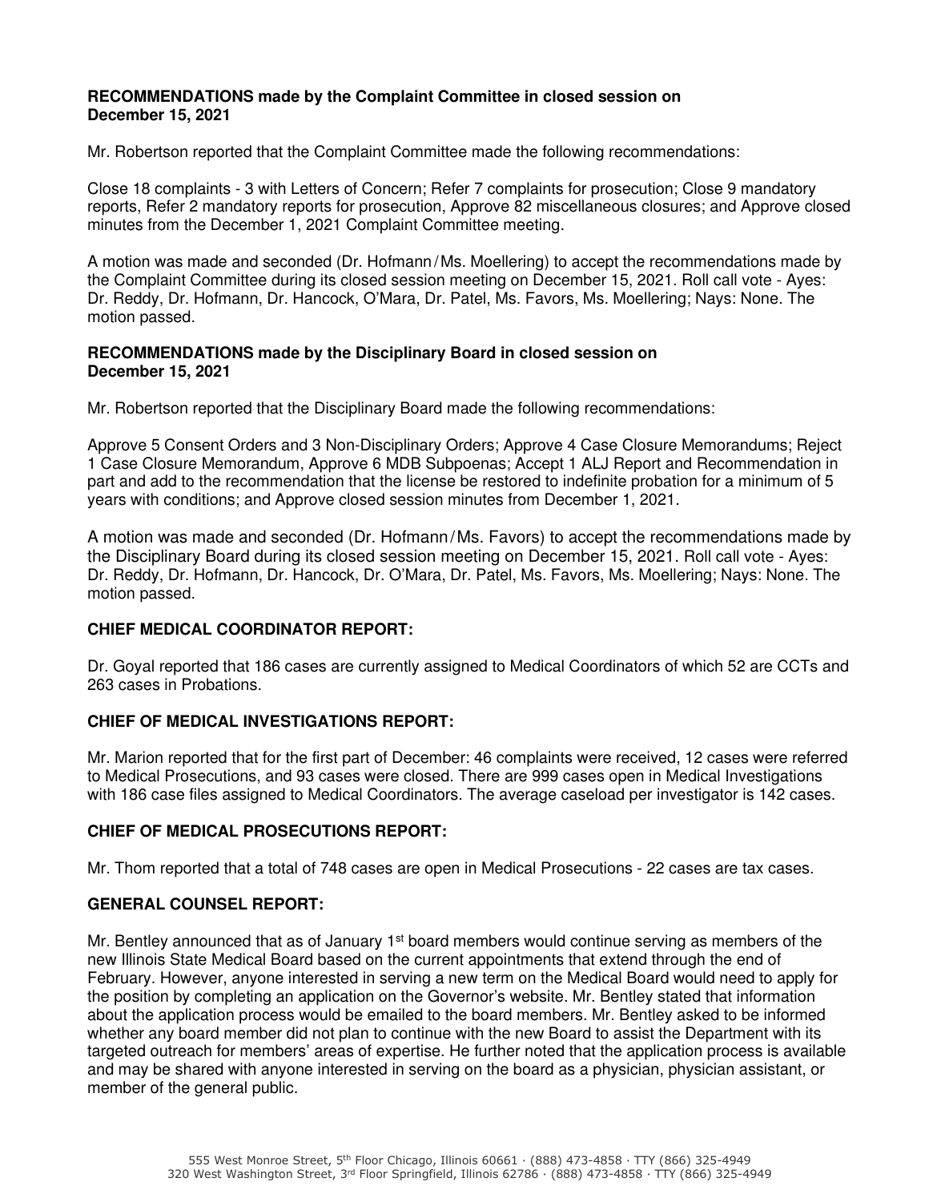**RECOMMENDATIONS made by the Complaint Committee in closed session on December 15, 2021**

Mr. Robertson reported that the Complaint Committee made the following recommendations:

Close 18 complaints - 3 with Letters of Concern; Refer 7 complaints for prosecution; Close 9 mandatory reports, Refer 2 mandatory reports for prosecution, Approve 82 miscellaneous closures; and Approve closed minutes from the December 1, 2021 Complaint Committee meeting.

A motion was made and seconded (Dr. Hofmann / Ms. Moellering) to accept the recommendations made by the Complaint Committee during its closed session meeting on December 15, 2021. Roll call vote - Ayes: Dr. Reddy, Dr. Hofmann, Dr. Hancock, O'Mara, Dr. Patel, Ms. Favors, Ms. Moellering; Nays: None. The motion passed.

**RECOMMENDATIONS made by the Disciplinary Board in closed session on December 15, 2021**

Mr. Robertson reported that the Disciplinary Board made the following recommendations:

Approve 5 Consent Orders and 3 Non-Disciplinary Orders; Approve 4 Case Closure Memorandums; Reject 1 Case Closure Memorandum, Approve 6 MDB Subpoenas; Accept 1 ALJ Report and Recommendation in part and add to the recommendation that the license be restored to indefinite probation for a minimum of 5 years with conditions; and Approve closed session minutes from December 1, 2021.

A motion was made and seconded (Dr. Hofmann / Ms. Favors) to accept the recommendations made by the Disciplinary Board during its closed session meeting on December 15, 2021. Roll call vote - Ayes: Dr. Reddy, Dr. Hofmann, Dr. Hancock, Dr. O'Mara, Dr. Patel, Ms. Favors, Ms. Moellering; Nays: None. The motion passed.

**CHIEF MEDICAL COORDINATOR REPORT:**

Dr. Goyal reported that 186 cases are currently assigned to Medical Coordinators of which 52 are CCTs and 263 cases in Probations.

**CHIEF OF MEDICAL INVESTIGATIONS REPORT:**

Mr. Marion reported that for the first part of December: 46 complaints were received, 12 cases were referred to Medical Prosecutions, and 93 cases were closed. There are 999 cases open in Medical Investigations with 186 case files assigned to Medical Coordinators. The average caseload per investigator is 142 cases.

**CHIEF OF MEDICAL PROSECUTIONS REPORT:**

Mr. Thom reported that a total of 748 cases are open in Medical Prosecutions - 22 cases are tax cases.

**GENERAL COUNSEL REPORT:**

Mr. Bentley announced that as of January 1st board members would continue serving as members of the new Illinois State Medical Board based on the current appointments that extend through the end of February. However, anyone interested in serving a new term on the Medical Board would need to apply for the position by completing an application on the Governor's website. Mr. Bentley stated that information about the application process would be emailed to the board members. Mr. Bentley asked to be informed whether any board member did not plan to continue with the new Board to assist the Department with its targeted outreach for members' areas of expertise. He further noted that the application process is available and may be shared with anyone interested in serving on the board as a physician, physician assistant, or member of the general public.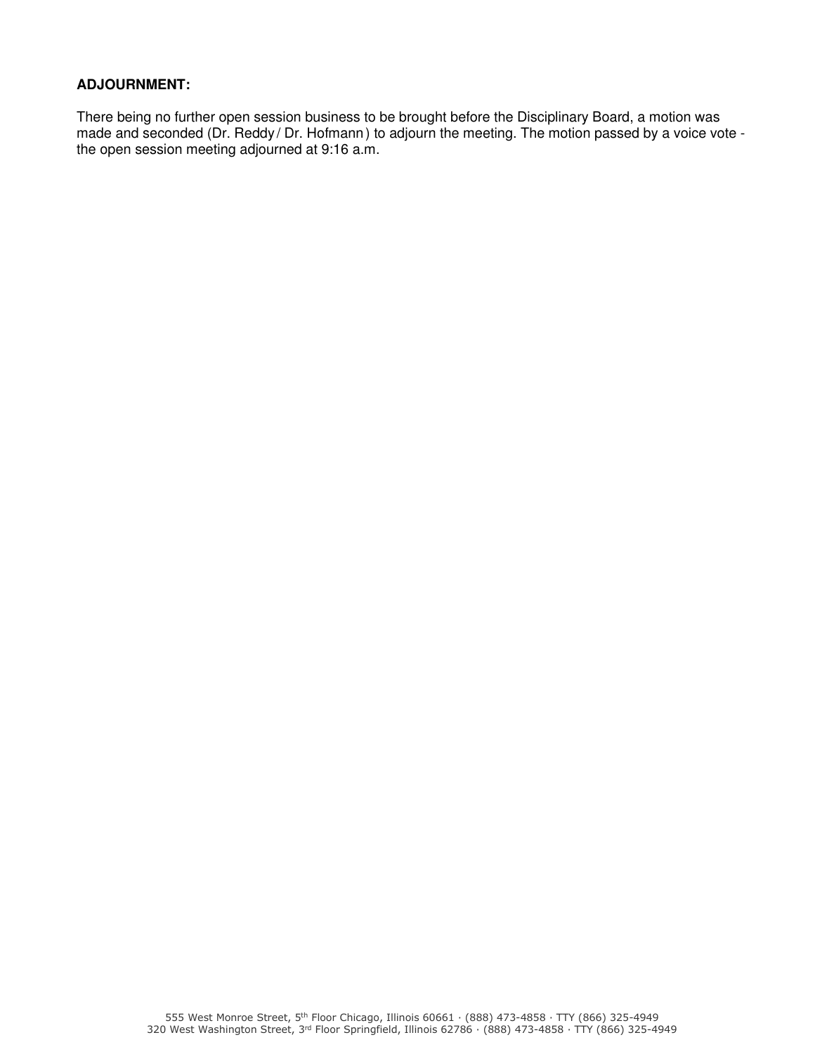**ADJOURNMENT:**

There being no further open session business to be brought before the Disciplinary Board, a motion was made and seconded (Dr. Reddy / Dr. Hofmann) to adjourn the meeting. The motion passed by a voice vote - the open session meeting adjourned at 9:16 a.m.